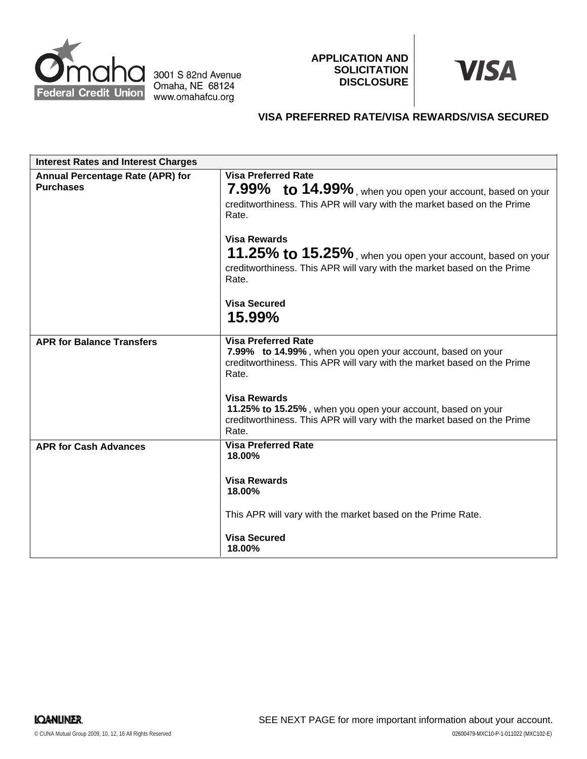Omaha Federal Credit Union
3001 S 82nd Avenue
Omaha, NE 68124
www.omahafcu.org

**APPLICATION AND SOLICITATION DISCLOSURE**

**VISA**

## VISA PREFERRED RATE/VISA REWARDS/VISA SECURED

| Interest Rates and Interest Charges | |
|---|---|
| **Annual Percentage Rate (APR) for Purchases** | **Visa Preferred Rate**<br>**7.99% to 14.99%**, when you open your account, based on your creditworthiness. This APR will vary with the market based on the Prime Rate.<br><br>**Visa Rewards**<br>**11.25% to 15.25%**, when you open your account, based on your creditworthiness. This APR will vary with the market based on the Prime Rate.<br><br>**Visa Secured**<br>**15.99%** |
| **APR for Balance Transfers** | **Visa Preferred Rate**<br>**7.99% to 14.99%**, when you open your account, based on your creditworthiness. This APR will vary with the market based on the Prime Rate.<br><br>**Visa Rewards**<br>**11.25% to 15.25%**, when you open your account, based on your creditworthiness. This APR will vary with the market based on the Prime Rate. |
| **APR for Cash Advances** | **Visa Preferred Rate**<br>**18.00%**<br><br>**Visa Rewards**<br>**18.00%**<br><br>This APR will vary with the market based on the Prime Rate.<br><br>**Visa Secured**<br>**18.00%** |

SEE NEXT PAGE for more important information about your account.

© CUNA Mutual Group 2009, 10, 12, 16 All Rights Reserved

02600479-MXC10-P-1-011022 (MXC102-E)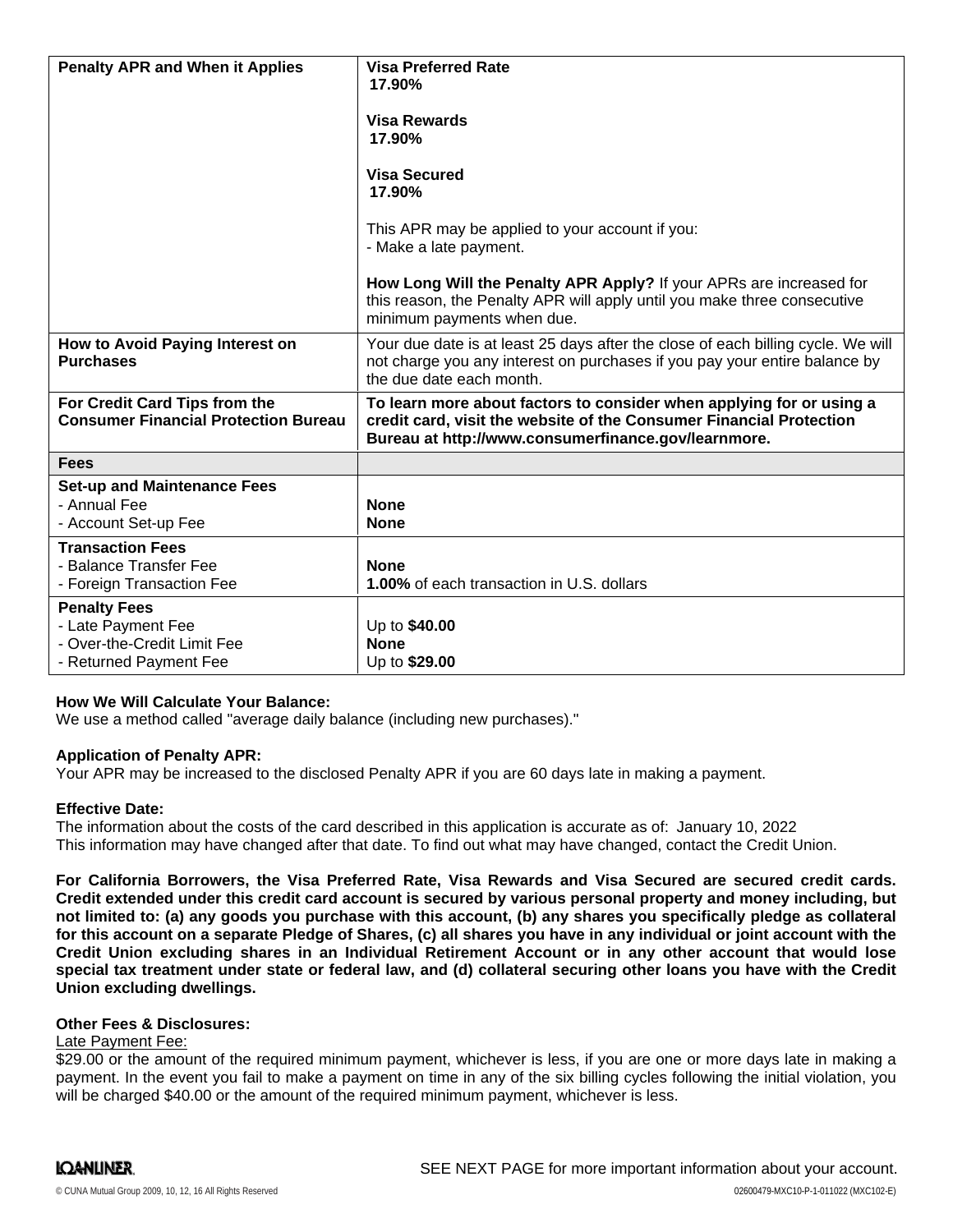| | |
|---|---|
| **Penalty APR and When it Applies** | **Visa Preferred Rate**<br>**17.90%**<br><br>**Visa Rewards**<br>**17.90%**<br><br>**Visa Secured**<br>**17.90%**<br><br>This APR may be applied to your account if you:<br>- Make a late payment.<br><br>**How Long Will the Penalty APR Apply?** If your APRs are increased for this reason, the Penalty APR will apply until you make three consecutive minimum payments when due. |
| **How to Avoid Paying Interest on Purchases** | Your due date is at least 25 days after the close of each billing cycle. We will not charge you any interest on purchases if you pay your entire balance by the due date each month. |
| **For Credit Card Tips from the Consumer Financial Protection Bureau** | **To learn more about factors to consider when applying for or using a credit card, visit the website of the Consumer Financial Protection Bureau at http://www.consumerfinance.gov/learnmore.** |
| **Fees** | |
| **Set-up and Maintenance Fees**<br>- Annual Fee<br>- Account Set-up Fee | <br>**None**<br>**None** |
| **Transaction Fees**<br>- Balance Transfer Fee<br>- Foreign Transaction Fee | <br>**None**<br>**1.00%** of each transaction in U.S. dollars |
| **Penalty Fees**<br>- Late Payment Fee<br>- Over-the-Credit Limit Fee<br>- Returned Payment Fee | <br>Up to **$40.00**<br>**None**<br>Up to **$29.00** |

**How We Will Calculate Your Balance:**
We use a method called "average daily balance (including new purchases)."

**Application of Penalty APR:**
Your APR may be increased to the disclosed Penalty APR if you are 60 days late in making a payment.

**Effective Date:**
The information about the costs of the card described in this application is accurate as of: January 10, 2022
This information may have changed after that date. To find out what may have changed, contact the Credit Union.

**For California Borrowers, the Visa Preferred Rate, Visa Rewards and Visa Secured are secured credit cards. Credit extended under this credit card account is secured by various personal property and money including, but not limited to: (a) any goods you purchase with this account, (b) any shares you specifically pledge as collateral for this account on a separate Pledge of Shares, (c) all shares you have in any individual or joint account with the Credit Union excluding shares in an Individual Retirement Account or in any other account that would lose special tax treatment under state or federal law, and (d) collateral securing other loans you have with the Credit Union excluding dwellings.**

**Other Fees & Disclosures:**

Late Payment Fee:
$29.00 or the amount of the required minimum payment, whichever is less, if you are one or more days late in making a payment. In the event you fail to make a payment on time in any of the six billing cycles following the initial violation, you will be charged $40.00 or the amount of the required minimum payment, whichever is less.

SEE NEXT PAGE for more important information about your account.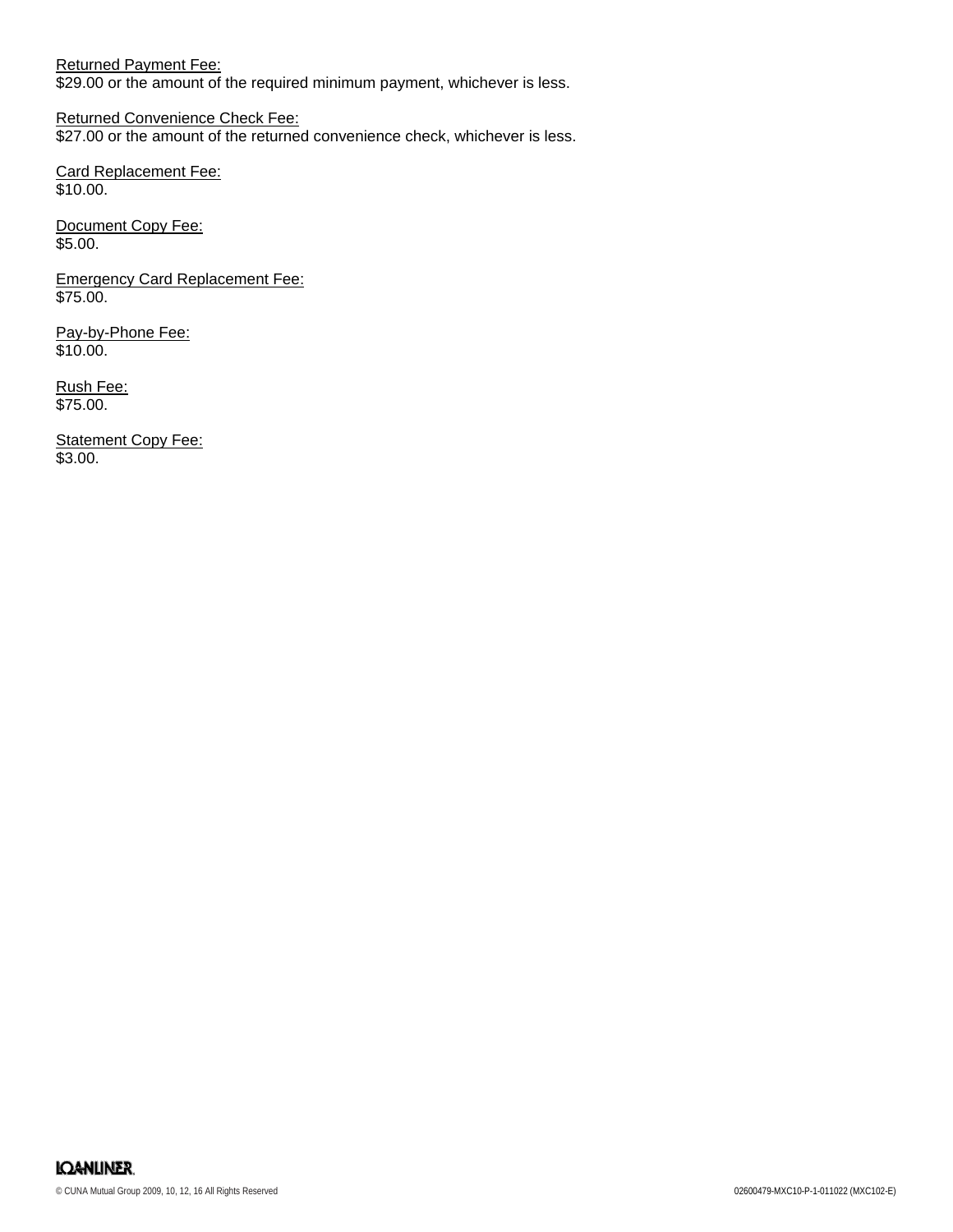Returned Payment Fee:
$29.00 or the amount of the required minimum payment, whichever is less.

Returned Convenience Check Fee:
$27.00 or the amount of the returned convenience check, whichever is less.

Card Replacement Fee:
$10.00.

Document Copy Fee:
$5.00.

Emergency Card Replacement Fee:
$75.00.

Pay-by-Phone Fee:
$10.00.

Rush Fee:
$75.00.

Statement Copy Fee:
$3.00.

LOANLINER.

© CUNA Mutual Group 2009, 10, 12, 16 All Rights Reserved

02600479-MXC10-P-1-011022 (MXC102-E)